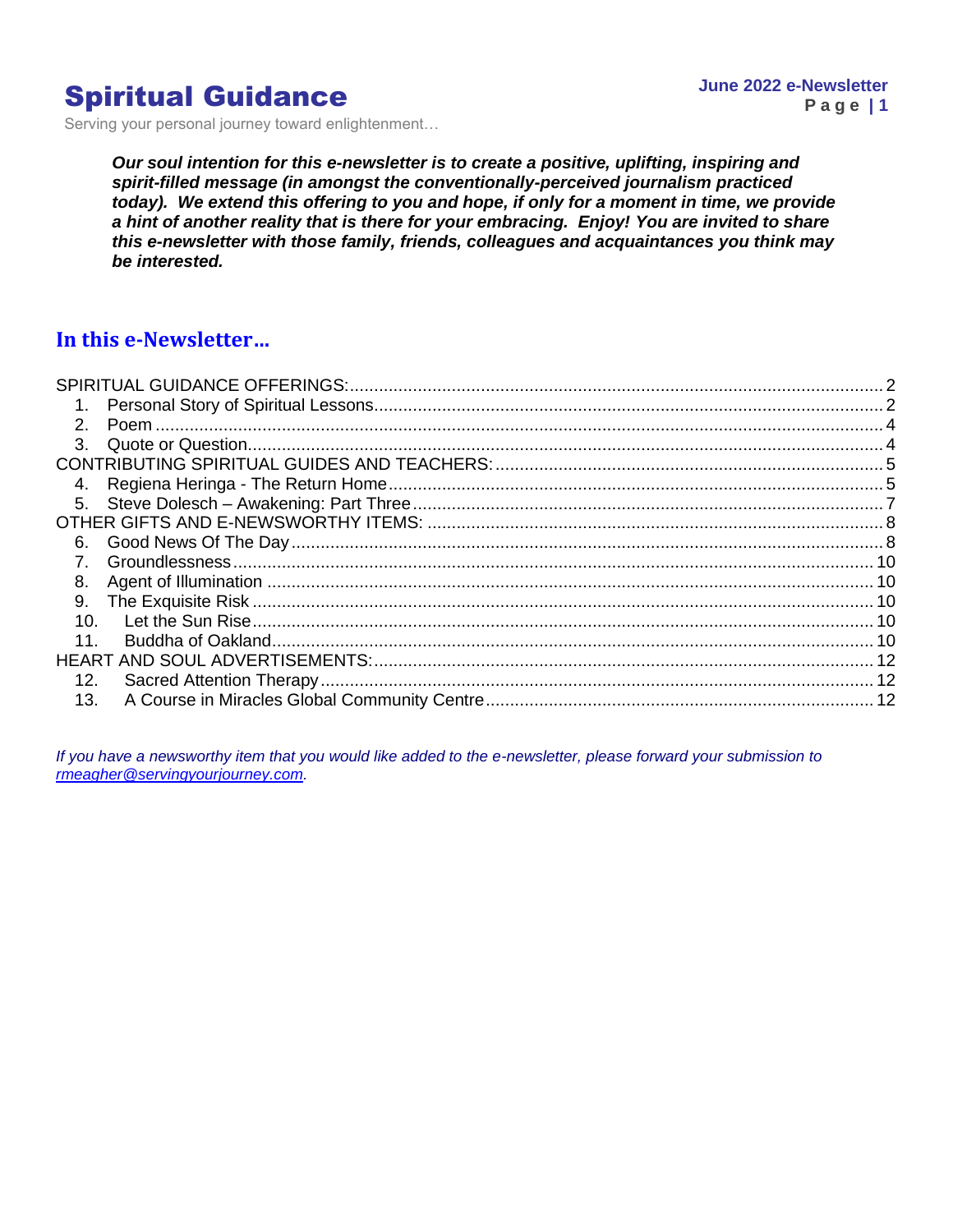# Spiritual Guidance

Serving your personal journey toward enlightenment…

***Our soul intention for this e-newsletter is to create a positive, uplifting, inspiring and spirit-filled message (in amongst the conventionally-perceived journalism practiced today). We extend this offering to you and hope, if only for a moment in time, we provide a hint of another reality that is there for your embracing. Enjoy! You are invited to share this e-newsletter with those family, friends, colleagues and acquaintances you think may be interested.***

## In this e-Newsletter…

SPIRITUAL GUIDANCE OFFERINGS: 2
1. Personal Story of Spiritual Lessons 2
2. Poem 4
3. Quote or Question 4

CONTRIBUTING SPIRITUAL GUIDES AND TEACHERS: 5
4. Regiena Heringa - The Return Home 5
5. Steve Dolesch – Awakening: Part Three 7

OTHER GIFTS AND E-NEWSWORTHY ITEMS: 8
6. Good News Of The Day 8
7. Groundlessness 10
8. Agent of Illumination 10
9. The Exquisite Risk 10
10. Let the Sun Rise 10
11. Buddha of Oakland 10

HEART AND SOUL ADVERTISEMENTS: 12
12. Sacred Attention Therapy 12
13. A Course in Miracles Global Community Centre 12

*If you have a newsworthy item that you would like added to the e-newsletter, please forward your submission to rmeagher@servingyourjourney.com.*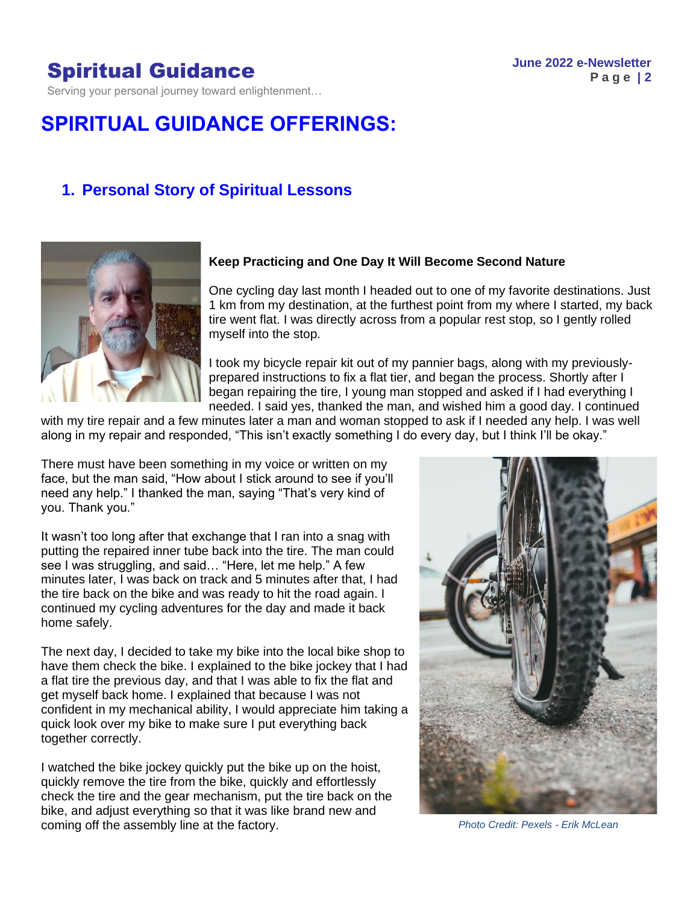# SPIRITUAL GUIDANCE OFFERINGS:

## 1. Personal Story of Spiritual Lessons

**Keep Practicing and One Day It Will Become Second Nature**

One cycling day last month I headed out to one of my favorite destinations. Just 1 km from my destination, at the furthest point from my where I started, my back tire went flat. I was directly across from a popular rest stop, so I gently rolled myself into the stop.

I took my bicycle repair kit out of my pannier bags, along with my previously-prepared instructions to fix a flat tier, and began the process. Shortly after I began repairing the tire, I young man stopped and asked if I had everything I needed. I said yes, thanked the man, and wished him a good day. I continued with my tire repair and a few minutes later a man and woman stopped to ask if I needed any help. I was well along in my repair and responded, "This isn't exactly something I do every day, but I think I'll be okay."

There must have been something in my voice or written on my face, but the man said, "How about I stick around to see if you'll need any help." I thanked the man, saying "That's very kind of you. Thank you."

It wasn't too long after that exchange that I ran into a snag with putting the repaired inner tube back into the tire. The man could see I was struggling, and said… "Here, let me help." A few minutes later, I was back on track and 5 minutes after that, I had the tire back on the bike and was ready to hit the road again. I continued my cycling adventures for the day and made it back home safely.

The next day, I decided to take my bike into the local bike shop to have them check the bike. I explained to the bike jockey that I had a flat tire the previous day, and that I was able to fix the flat and get myself back home. I explained that because I was not confident in my mechanical ability, I would appreciate him taking a quick look over my bike to make sure I put everything back together correctly.

I watched the bike jockey quickly put the bike up on the hoist, quickly remove the tire from the bike, quickly and effortlessly check the tire and the gear mechanism, put the tire back on the bike, and adjust everything so that it was like brand new and coming off the assembly line at the factory.

*Photo Credit: Pexels - Erik McLean*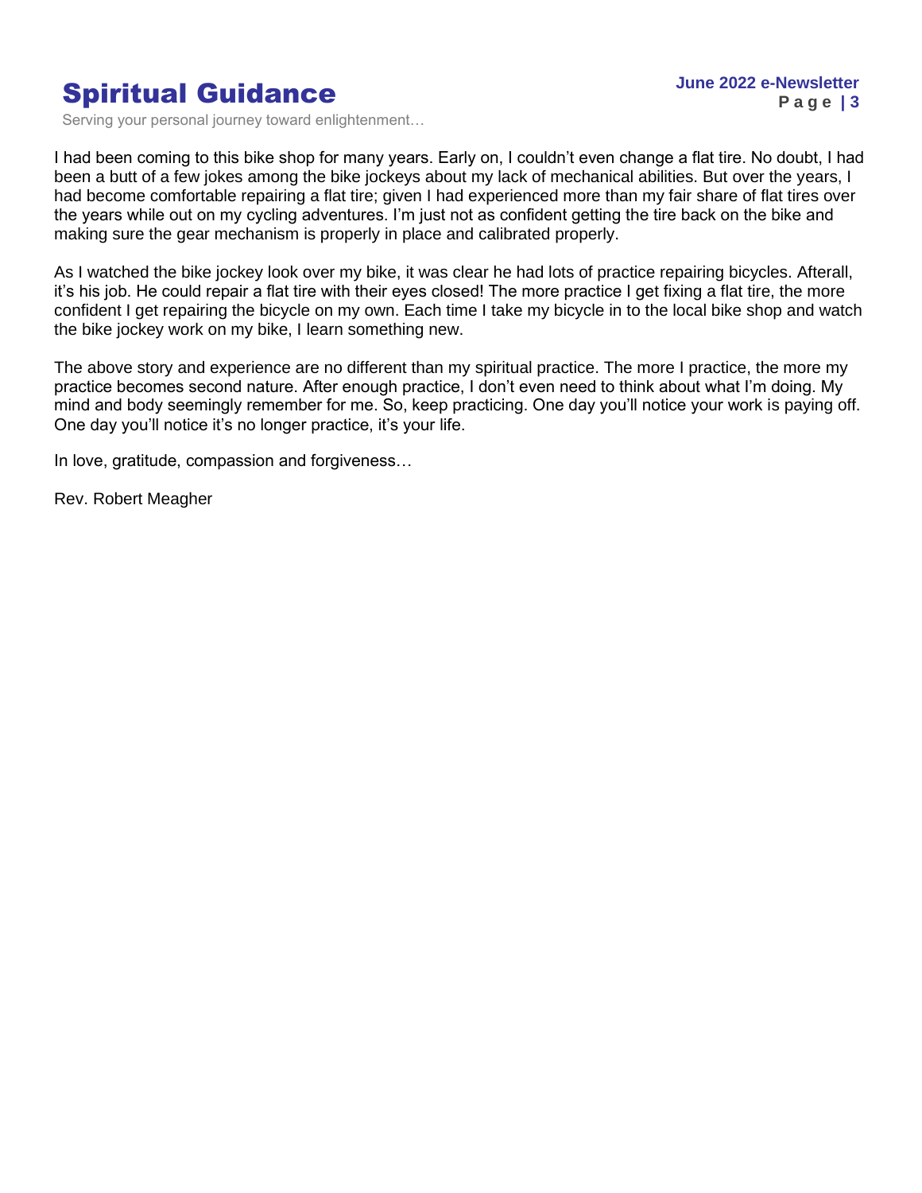I had been coming to this bike shop for many years. Early on, I couldn't even change a flat tire. No doubt, I had been a butt of a few jokes among the bike jockeys about my lack of mechanical abilities. But over the years, I had become comfortable repairing a flat tire; given I had experienced more than my fair share of flat tires over the years while out on my cycling adventures. I'm just not as confident getting the tire back on the bike and making sure the gear mechanism is properly in place and calibrated properly.

As I watched the bike jockey look over my bike, it was clear he had lots of practice repairing bicycles. Afterall, it's his job. He could repair a flat tire with their eyes closed! The more practice I get fixing a flat tire, the more confident I get repairing the bicycle on my own. Each time I take my bicycle in to the local bike shop and watch the bike jockey work on my bike, I learn something new.

The above story and experience are no different than my spiritual practice. The more I practice, the more my practice becomes second nature. After enough practice, I don't even need to think about what I'm doing. My mind and body seemingly remember for me. So, keep practicing. One day you'll notice your work is paying off. One day you'll notice it's no longer practice, it's your life.

In love, gratitude, compassion and forgiveness…

Rev. Robert Meagher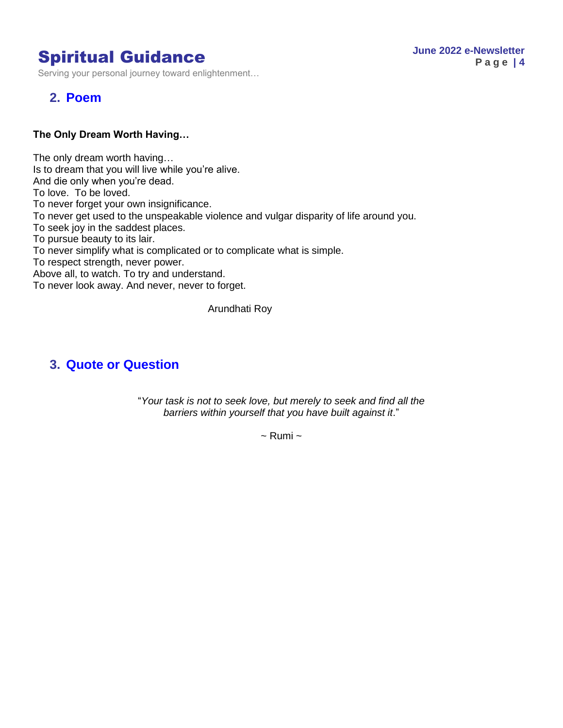## 2. Poem

**The Only Dream Worth Having…**

The only dream worth having…
Is to dream that you will live while you're alive.
And die only when you're dead.
To love.  To be loved.
To never forget your own insignificance.
To never get used to the unspeakable violence and vulgar disparity of life around you.
To seek joy in the saddest places.
To pursue beauty to its lair.
To never simplify what is complicated or to complicate what is simple.
To respect strength, never power.
Above all, to watch. To try and understand.
To never look away. And never, never to forget.

Arundhati Roy

## 3. Quote or Question

"*Your task is not to seek love, but merely to seek and find all the barriers within yourself that you have built against it*."

~ Rumi ~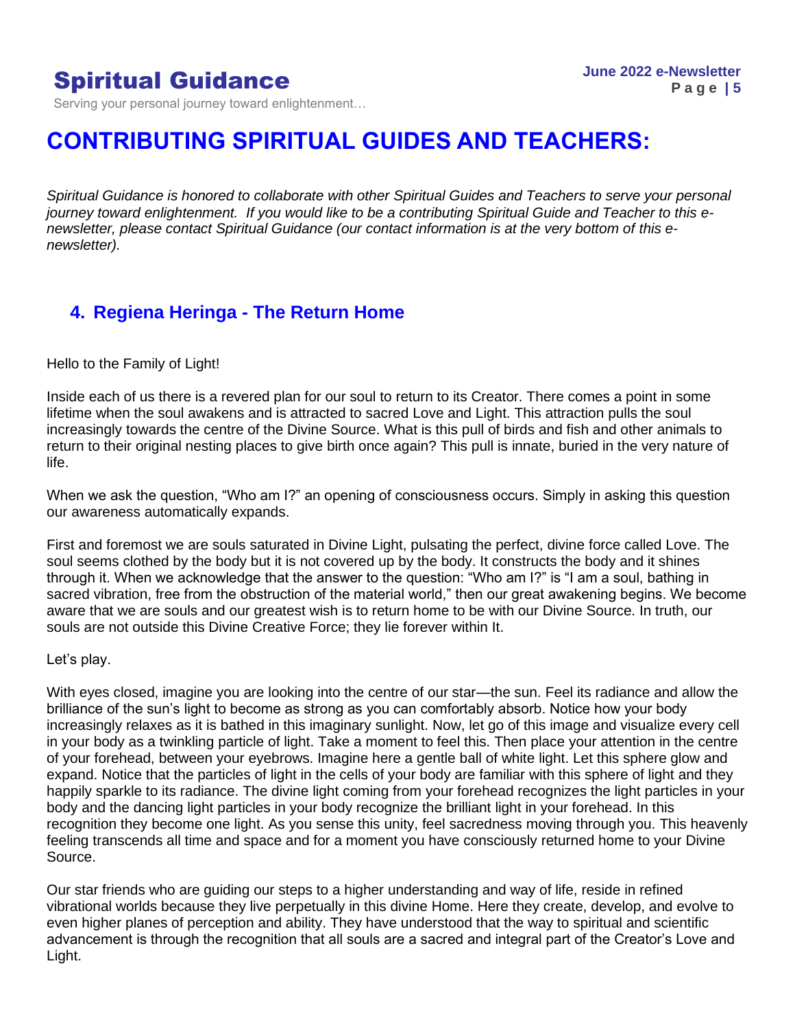# CONTRIBUTING SPIRITUAL GUIDES AND TEACHERS:

*Spiritual Guidance is honored to collaborate with other Spiritual Guides and Teachers to serve your personal journey toward enlightenment. If you would like to be a contributing Spiritual Guide and Teacher to this e-newsletter, please contact Spiritual Guidance (our contact information is at the very bottom of this e-newsletter).*

## 4. Regiena Heringa - The Return Home

Hello to the Family of Light!

Inside each of us there is a revered plan for our soul to return to its Creator. There comes a point in some lifetime when the soul awakens and is attracted to sacred Love and Light. This attraction pulls the soul increasingly towards the centre of the Divine Source. What is this pull of birds and fish and other animals to return to their original nesting places to give birth once again? This pull is innate, buried in the very nature of life.

When we ask the question, "Who am I?" an opening of consciousness occurs. Simply in asking this question our awareness automatically expands.

First and foremost we are souls saturated in Divine Light, pulsating the perfect, divine force called Love. The soul seems clothed by the body but it is not covered up by the body. It constructs the body and it shines through it. When we acknowledge that the answer to the question: "Who am I?" is "I am a soul, bathing in sacred vibration, free from the obstruction of the material world," then our great awakening begins. We become aware that we are souls and our greatest wish is to return home to be with our Divine Source. In truth, our souls are not outside this Divine Creative Force; they lie forever within It.

Let's play.

With eyes closed, imagine you are looking into the centre of our star—the sun. Feel its radiance and allow the brilliance of the sun's light to become as strong as you can comfortably absorb. Notice how your body increasingly relaxes as it is bathed in this imaginary sunlight. Now, let go of this image and visualize every cell in your body as a twinkling particle of light. Take a moment to feel this. Then place your attention in the centre of your forehead, between your eyebrows. Imagine here a gentle ball of white light. Let this sphere glow and expand. Notice that the particles of light in the cells of your body are familiar with this sphere of light and they happily sparkle to its radiance. The divine light coming from your forehead recognizes the light particles in your body and the dancing light particles in your body recognize the brilliant light in your forehead. In this recognition they become one light. As you sense this unity, feel sacredness moving through you. This heavenly feeling transcends all time and space and for a moment you have consciously returned home to your Divine Source.

Our star friends who are guiding our steps to a higher understanding and way of life, reside in refined vibrational worlds because they live perpetually in this divine Home. Here they create, develop, and evolve to even higher planes of perception and ability. They have understood that the way to spiritual and scientific advancement is through the recognition that all souls are a sacred and integral part of the Creator's Love and Light.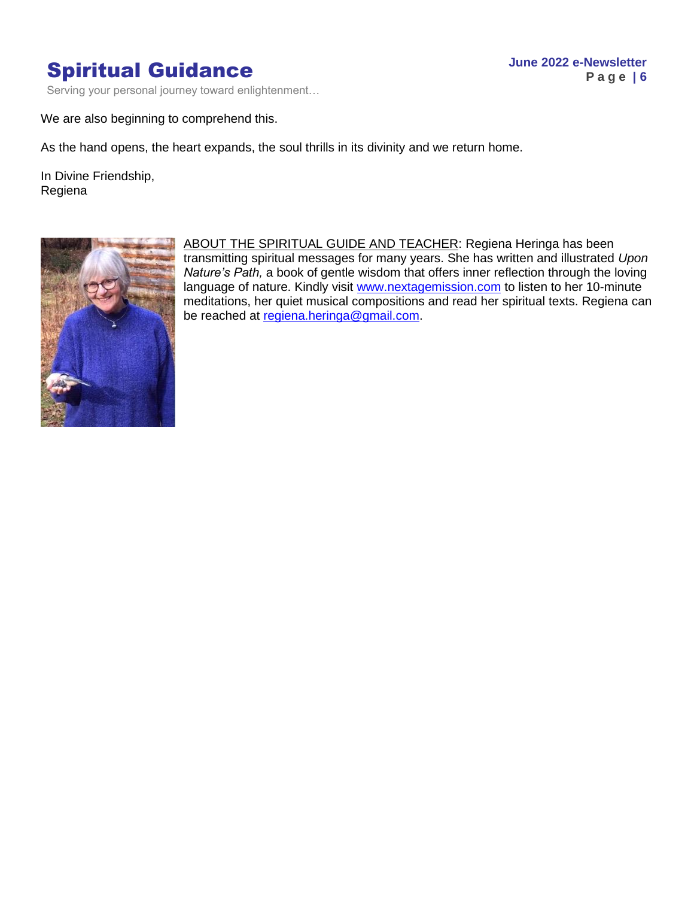We are also beginning to comprehend this.

As the hand opens, the heart expands, the soul thrills in its divinity and we return home.

In Divine Friendship,
Regiena

ABOUT THE SPIRITUAL GUIDE AND TEACHER: Regiena Heringa has been transmitting spiritual messages for many years. She has written and illustrated *Upon Nature's Path,* a book of gentle wisdom that offers inner reflection through the loving language of nature. Kindly visit [www.nextagemission.com](http://www.nextagemission.com) to listen to her 10-minute meditations, her quiet musical compositions and read her spiritual texts. Regiena can be reached at [regiena.heringa@gmail.com](mailto:regiena.heringa@gmail.com).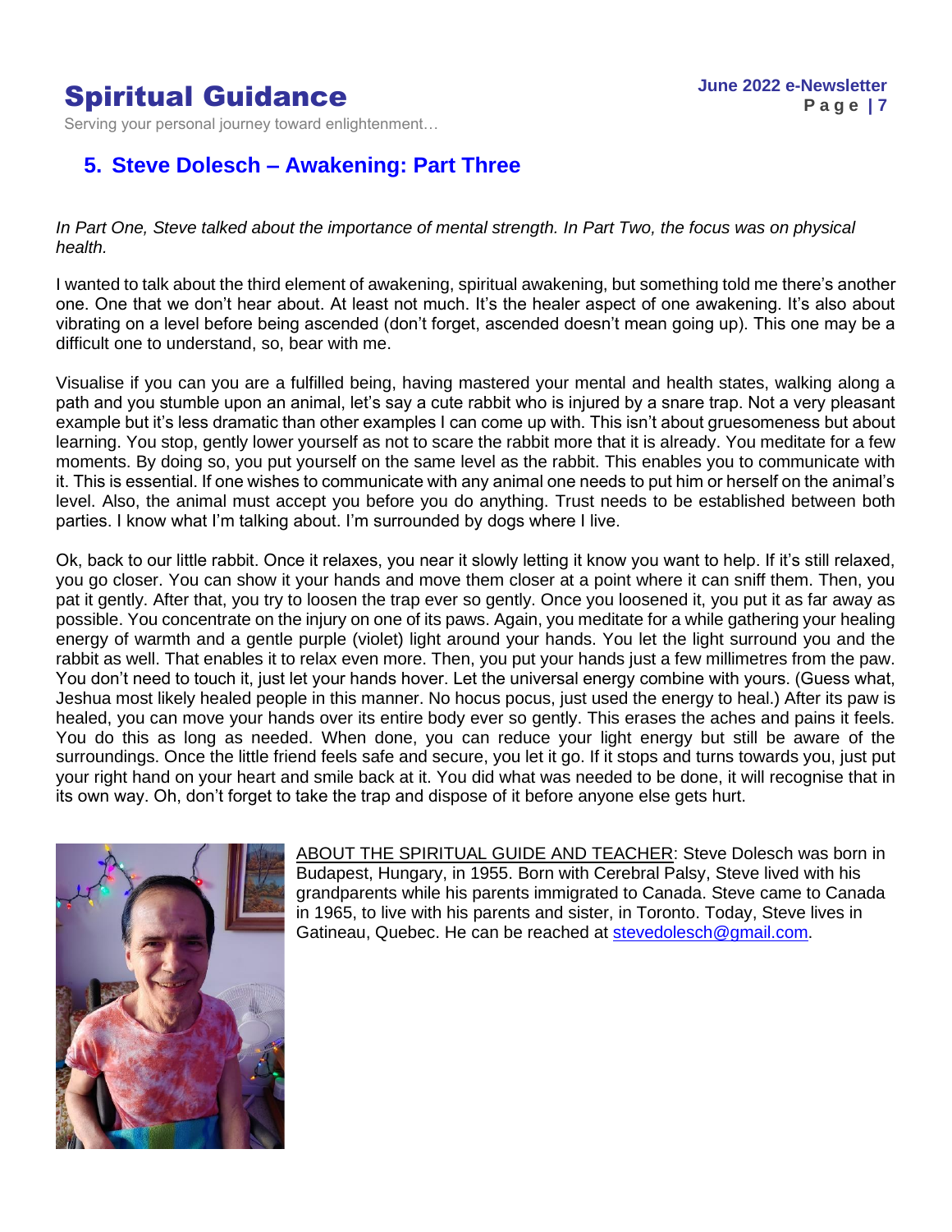## 5. Steve Dolesch – Awakening: Part Three

*In Part One, Steve talked about the importance of mental strength. In Part Two, the focus was on physical health.*

I wanted to talk about the third element of awakening, spiritual awakening, but something told me there's another one. One that we don't hear about. At least not much. It's the healer aspect of one awakening. It's also about vibrating on a level before being ascended (don't forget, ascended doesn't mean going up). This one may be a difficult one to understand, so, bear with me.

Visualise if you can you are a fulfilled being, having mastered your mental and health states, walking along a path and you stumble upon an animal, let's say a cute rabbit who is injured by a snare trap. Not a very pleasant example but it's less dramatic than other examples I can come up with. This isn't about gruesomeness but about learning. You stop, gently lower yourself as not to scare the rabbit more that it is already. You meditate for a few moments. By doing so, you put yourself on the same level as the rabbit. This enables you to communicate with it. This is essential. If one wishes to communicate with any animal one needs to put him or herself on the animal's level. Also, the animal must accept you before you do anything. Trust needs to be established between both parties. I know what I'm talking about. I'm surrounded by dogs where I live.

Ok, back to our little rabbit. Once it relaxes, you near it slowly letting it know you want to help. If it's still relaxed, you go closer. You can show it your hands and move them closer at a point where it can sniff them. Then, you pat it gently. After that, you try to loosen the trap ever so gently. Once you loosened it, you put it as far away as possible. You concentrate on the injury on one of its paws. Again, you meditate for a while gathering your healing energy of warmth and a gentle purple (violet) light around your hands. You let the light surround you and the rabbit as well. That enables it to relax even more. Then, you put your hands just a few millimetres from the paw. You don't need to touch it, just let your hands hover. Let the universal energy combine with yours. (Guess what, Jeshua most likely healed people in this manner. No hocus pocus, just used the energy to heal.) After its paw is healed, you can move your hands over its entire body ever so gently. This erases the aches and pains it feels. You do this as long as needed. When done, you can reduce your light energy but still be aware of the surroundings. Once the little friend feels safe and secure, you let it go. If it stops and turns towards you, just put your right hand on your heart and smile back at it. You did what was needed to be done, it will recognise that in its own way. Oh, don't forget to take the trap and dispose of it before anyone else gets hurt.

ABOUT THE SPIRITUAL GUIDE AND TEACHER: Steve Dolesch was born in Budapest, Hungary, in 1955. Born with Cerebral Palsy, Steve lived with his grandparents while his parents immigrated to Canada. Steve came to Canada in 1965, to live with his parents and sister, in Toronto. Today, Steve lives in Gatineau, Quebec. He can be reached at stevedolesch@gmail.com.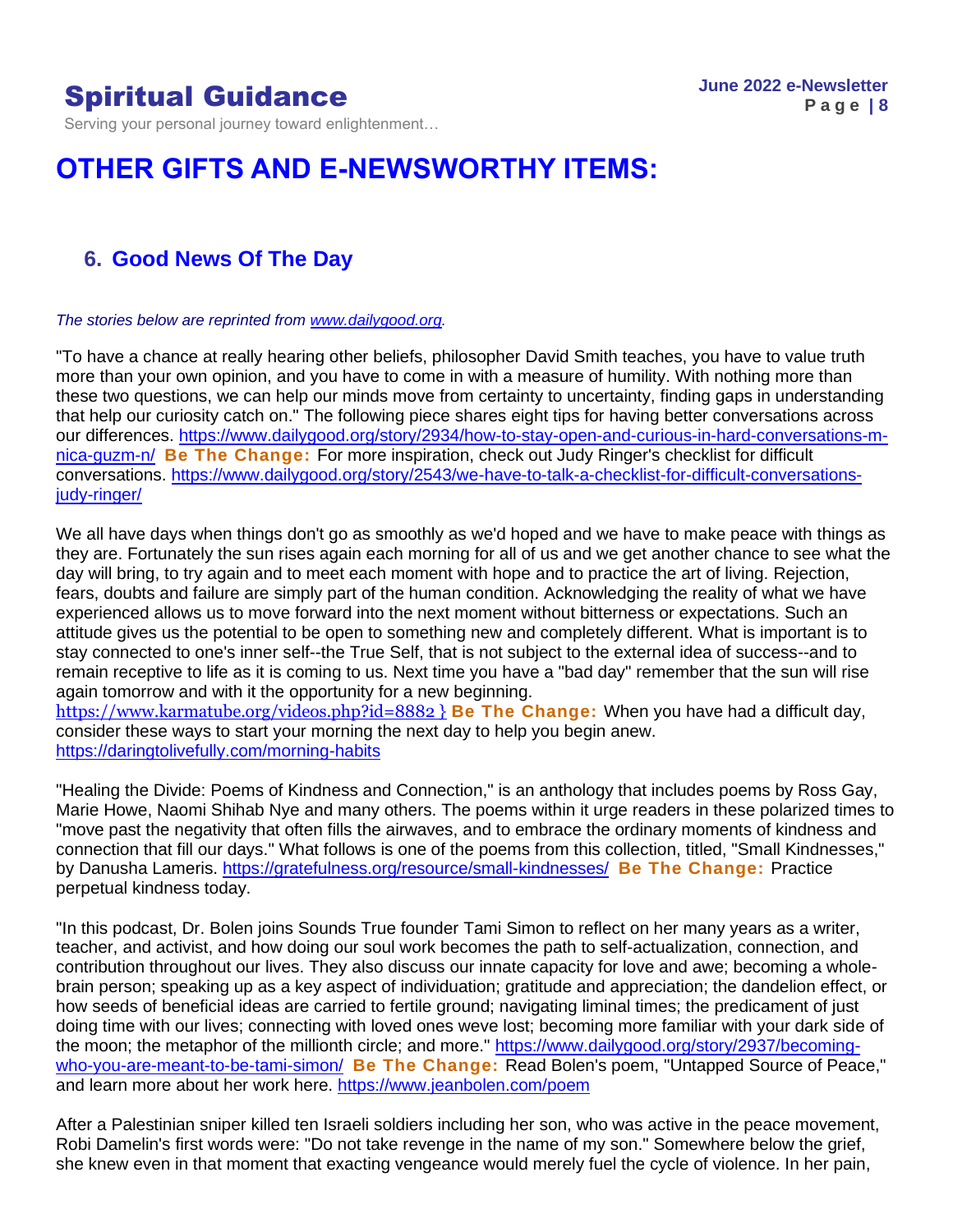# OTHER GIFTS AND E-NEWSWORTHY ITEMS:

## 6. Good News Of The Day

*The stories below are reprinted from [www.dailygood.org](www.dailygood.org).*

"To have a chance at really hearing other beliefs, philosopher David Smith teaches, you have to value truth more than your own opinion, and you have to come in with a measure of humility. With nothing more than these two questions, we can help our minds move from certainty to uncertainty, finding gaps in understanding that help our curiosity catch on." The following piece shares eight tips for having better conversations across our differences. https://www.dailygood.org/story/2934/how-to-stay-open-and-curious-in-hard-conversations-m-nica-guzm-n/ **Be The Change:** For more inspiration, check out Judy Ringer's checklist for difficult conversations. https://www.dailygood.org/story/2543/we-have-to-talk-a-checklist-for-difficult-conversations-judy-ringer/

We all have days when things don't go as smoothly as we'd hoped and we have to make peace with things as they are. Fortunately the sun rises again each morning for all of us and we get another chance to see what the day will bring, to try again and to meet each moment with hope and to practice the art of living. Rejection, fears, doubts and failure are simply part of the human condition. Acknowledging the reality of what we have experienced allows us to move forward into the next moment without bitterness or expectations. Such an attitude gives us the potential to be open to something new and completely different. What is important is to stay connected to one's inner self--the True Self, that is not subject to the external idea of success--and to remain receptive to life as it is coming to us. Next time you have a "bad day" remember that the sun will rise again tomorrow and with it the opportunity for a new beginning.
https://www.karmatube.org/videos.php?id=8882 } **Be The Change:** When you have had a difficult day, consider these ways to start your morning the next day to help you begin anew.
https://daringtolivefully.com/morning-habits

"Healing the Divide: Poems of Kindness and Connection," is an anthology that includes poems by Ross Gay, Marie Howe, Naomi Shihab Nye and many others. The poems within it urge readers in these polarized times to "move past the negativity that often fills the airwaves, and to embrace the ordinary moments of kindness and connection that fill our days." What follows is one of the poems from this collection, titled, "Small Kindnesses," by Danusha Lameris. https://gratefulness.org/resource/small-kindnesses/ **Be The Change:** Practice perpetual kindness today.

"In this podcast, Dr. Bolen joins Sounds True founder Tami Simon to reflect on her many years as a writer, teacher, and activist, and how doing our soul work becomes the path to self-actualization, connection, and contribution throughout our lives. They also discuss our innate capacity for love and awe; becoming a whole-brain person; speaking up as a key aspect of individuation; gratitude and appreciation; the dandelion effect, or how seeds of beneficial ideas are carried to fertile ground; navigating liminal times; the predicament of just doing time with our lives; connecting with loved ones weve lost; becoming more familiar with your dark side of the moon; the metaphor of the millionth circle; and more." https://www.dailygood.org/story/2937/becoming-who-you-are-meant-to-be-tami-simon/ **Be The Change:** Read Bolen's poem, "Untapped Source of Peace," and learn more about her work here. https://www.jeanbolen.com/poem

After a Palestinian sniper killed ten Israeli soldiers including her son, who was active in the peace movement, Robi Damelin's first words were: "Do not take revenge in the name of my son." Somewhere below the grief, she knew even in that moment that exacting vengeance would merely fuel the cycle of violence. In her pain,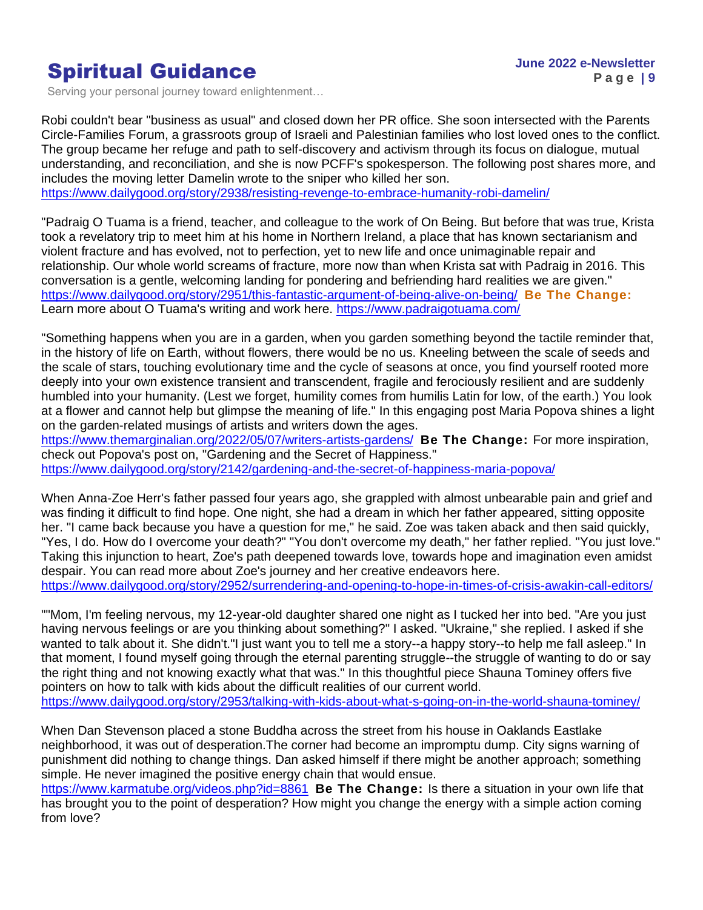Robi couldn't bear "business as usual" and closed down her PR office. She soon intersected with the Parents Circle-Families Forum, a grassroots group of Israeli and Palestinian families who lost loved ones to the conflict. The group became her refuge and path to self-discovery and activism through its focus on dialogue, mutual understanding, and reconciliation, and she is now PCFF's spokesperson. The following post shares more, and includes the moving letter Damelin wrote to the sniper who killed her son.
https://www.dailygood.org/story/2938/resisting-revenge-to-embrace-humanity-robi-damelin/

"Padraig O Tuama is a friend, teacher, and colleague to the work of On Being. But before that was true, Krista took a revelatory trip to meet him at his home in Northern Ireland, a place that has known sectarianism and violent fracture and has evolved, not to perfection, yet to new life and once unimaginable repair and relationship. Our whole world screams of fracture, more now than when Krista sat with Padraig in 2016. This conversation is a gentle, welcoming landing for pondering and befriending hard realities we are given."
https://www.dailygood.org/story/2951/this-fantastic-argument-of-being-alive-on-being/ **Be The Change:** Learn more about O Tuama's writing and work here. https://www.padraigotuama.com/

"Something happens when you are in a garden, when you garden something beyond the tactile reminder that, in the history of life on Earth, without flowers, there would be no us. Kneeling between the scale of seeds and the scale of stars, touching evolutionary time and the cycle of seasons at once, you find yourself rooted more deeply into your own existence transient and transcendent, fragile and ferociously resilient and are suddenly humbled into your humanity. (Lest we forget, humility comes from humilis Latin for low, of the earth.) You look at a flower and cannot help but glimpse the meaning of life." In this engaging post Maria Popova shines a light on the garden-related musings of artists and writers down the ages.
https://www.themarginalian.org/2022/05/07/writers-artists-gardens/ **Be The Change:** For more inspiration, check out Popova's post on, "Gardening and the Secret of Happiness."
https://www.dailygood.org/story/2142/gardening-and-the-secret-of-happiness-maria-popova/

When Anna-Zoe Herr's father passed four years ago, she grappled with almost unbearable pain and grief and was finding it difficult to find hope. One night, she had a dream in which her father appeared, sitting opposite her. "I came back because you have a question for me," he said. Zoe was taken aback and then said quickly, "Yes, I do. How do I overcome your death?" "You don't overcome my death," her father replied. "You just love." Taking this injunction to heart, Zoe's path deepened towards love, towards hope and imagination even amidst despair. You can read more about Zoe's journey and her creative endeavors here.
https://www.dailygood.org/story/2952/surrendering-and-opening-to-hope-in-times-of-crisis-awakin-call-editors/

""Mom, I'm feeling nervous, my 12-year-old daughter shared one night as I tucked her into bed. "Are you just having nervous feelings or are you thinking about something?" I asked. "Ukraine," she replied. I asked if she wanted to talk about it. She didn't."I just want you to tell me a story--a happy story--to help me fall asleep." In that moment, I found myself going through the eternal parenting struggle--the struggle of wanting to do or say the right thing and not knowing exactly what that was." In this thoughtful piece Shauna Tominey offers five pointers on how to talk with kids about the difficult realities of our current world.
https://www.dailygood.org/story/2953/talking-with-kids-about-what-s-going-on-in-the-world-shauna-tominey/

When Dan Stevenson placed a stone Buddha across the street from his house in Oaklands Eastlake neighborhood, it was out of desperation.The corner had become an impromptu dump. City signs warning of punishment did nothing to change things. Dan asked himself if there might be another approach; something simple. He never imagined the positive energy chain that would ensue.
https://www.karmatube.org/videos.php?id=8861 **Be The Change:** Is there a situation in your own life that has brought you to the point of desperation? How might you change the energy with a simple action coming from love?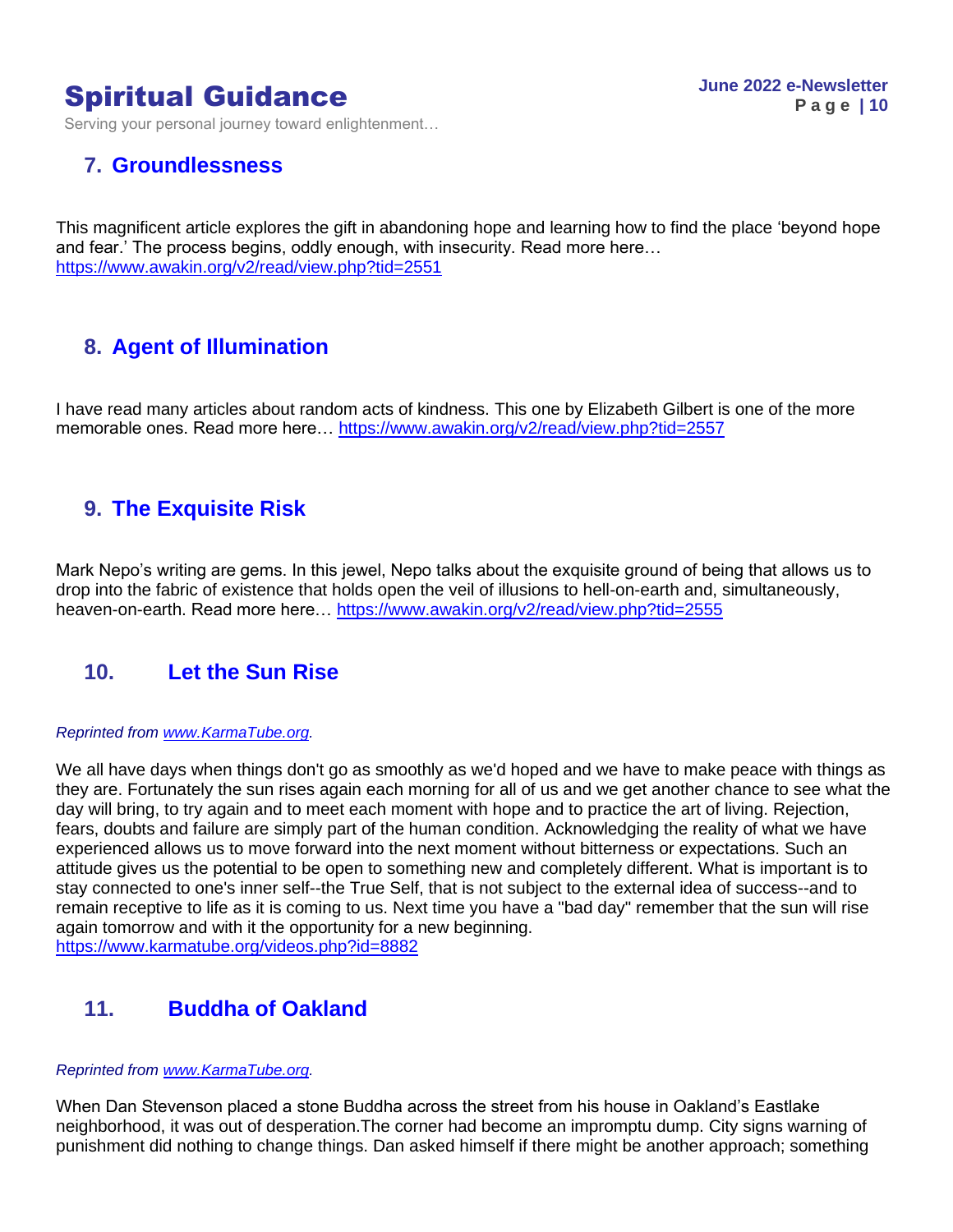## 7. Groundlessness

This magnificent article explores the gift in abandoning hope and learning how to find the place 'beyond hope and fear.' The process begins, oddly enough, with insecurity. Read more here… https://www.awakin.org/v2/read/view.php?tid=2551

## 8. Agent of Illumination

I have read many articles about random acts of kindness. This one by Elizabeth Gilbert is one of the more memorable ones. Read more here… https://www.awakin.org/v2/read/view.php?tid=2557

## 9. The Exquisite Risk

Mark Nepo's writing are gems. In this jewel, Nepo talks about the exquisite ground of being that allows us to drop into the fabric of existence that holds open the veil of illusions to hell-on-earth and, simultaneously, heaven-on-earth. Read more here… https://www.awakin.org/v2/read/view.php?tid=2555

## 10. Let the Sun Rise

*Reprinted from www.KarmaTube.org.*

We all have days when things don't go as smoothly as we'd hoped and we have to make peace with things as they are. Fortunately the sun rises again each morning for all of us and we get another chance to see what the day will bring, to try again and to meet each moment with hope and to practice the art of living. Rejection, fears, doubts and failure are simply part of the human condition. Acknowledging the reality of what we have experienced allows us to move forward into the next moment without bitterness or expectations. Such an attitude gives us the potential to be open to something new and completely different. What is important is to stay connected to one's inner self--the True Self, that is not subject to the external idea of success--and to remain receptive to life as it is coming to us. Next time you have a "bad day" remember that the sun will rise again tomorrow and with it the opportunity for a new beginning.
https://www.karmatube.org/videos.php?id=8882

## 11. Buddha of Oakland

*Reprinted from www.KarmaTube.org.*

When Dan Stevenson placed a stone Buddha across the street from his house in Oakland's Eastlake neighborhood, it was out of desperation.The corner had become an impromptu dump. City signs warning of punishment did nothing to change things. Dan asked himself if there might be another approach; something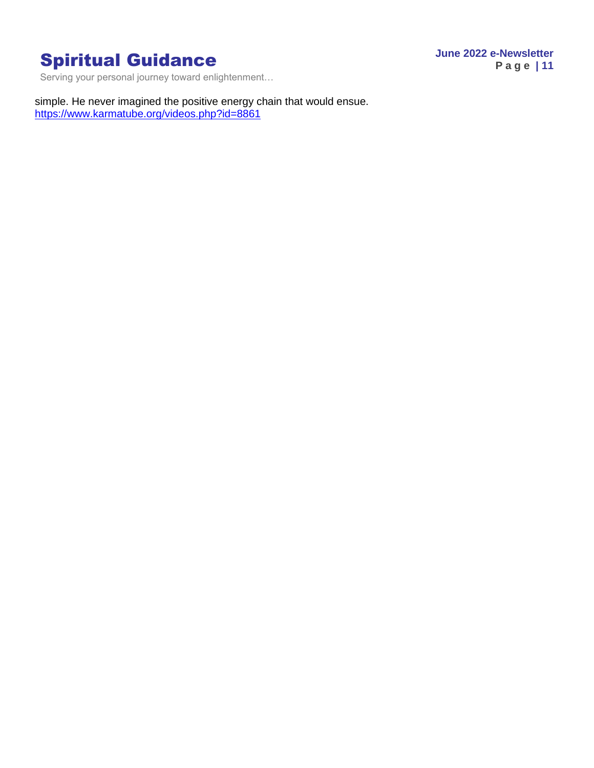simple. He never imagined the positive energy chain that would ensue.
https://www.karmatube.org/videos.php?id=8861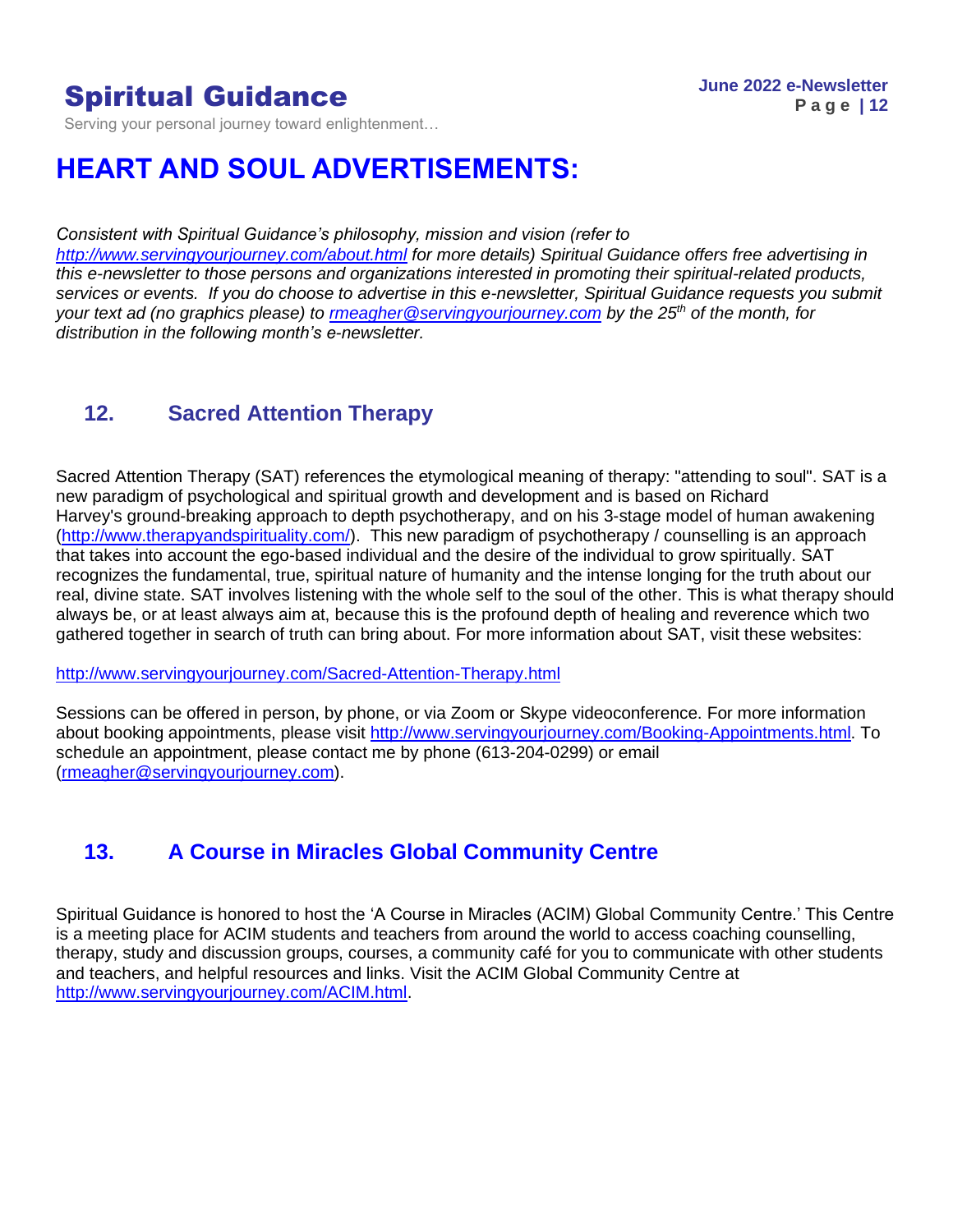# HEART AND SOUL ADVERTISEMENTS:

*Consistent with Spiritual Guidance's philosophy, mission and vision (refer to http://www.servingyourjourney.com/about.html for more details) Spiritual Guidance offers free advertising in this e-newsletter to those persons and organizations interested in promoting their spiritual-related products, services or events. If you do choose to advertise in this e-newsletter, Spiritual Guidance requests you submit your text ad (no graphics please) to rmeagher@servingyourjourney.com by the 25th of the month, for distribution in the following month's e-newsletter.*

## 12. Sacred Attention Therapy

Sacred Attention Therapy (SAT) references the etymological meaning of therapy: "attending to soul". SAT is a new paradigm of psychological and spiritual growth and development and is based on Richard Harvey's ground-breaking approach to depth psychotherapy, and on his 3-stage model of human awakening (http://www.therapyandspirituality.com/). This new paradigm of psychotherapy / counselling is an approach that takes into account the ego-based individual and the desire of the individual to grow spiritually. SAT recognizes the fundamental, true, spiritual nature of humanity and the intense longing for the truth about our real, divine state. SAT involves listening with the whole self to the soul of the other. This is what therapy should always be, or at least always aim at, because this is the profound depth of healing and reverence which two gathered together in search of truth can bring about. For more information about SAT, visit these websites:

http://www.servingyourjourney.com/Sacred-Attention-Therapy.html

Sessions can be offered in person, by phone, or via Zoom or Skype videoconference. For more information about booking appointments, please visit http://www.servingyourjourney.com/Booking-Appointments.html. To schedule an appointment, please contact me by phone (613-204-0299) or email (rmeagher@servingyourjourney.com).

## 13. A Course in Miracles Global Community Centre

Spiritual Guidance is honored to host the 'A Course in Miracles (ACIM) Global Community Centre.' This Centre is a meeting place for ACIM students and teachers from around the world to access coaching counselling, therapy, study and discussion groups, courses, a community café for you to communicate with other students and teachers, and helpful resources and links. Visit the ACIM Global Community Centre at http://www.servingyourjourney.com/ACIM.html.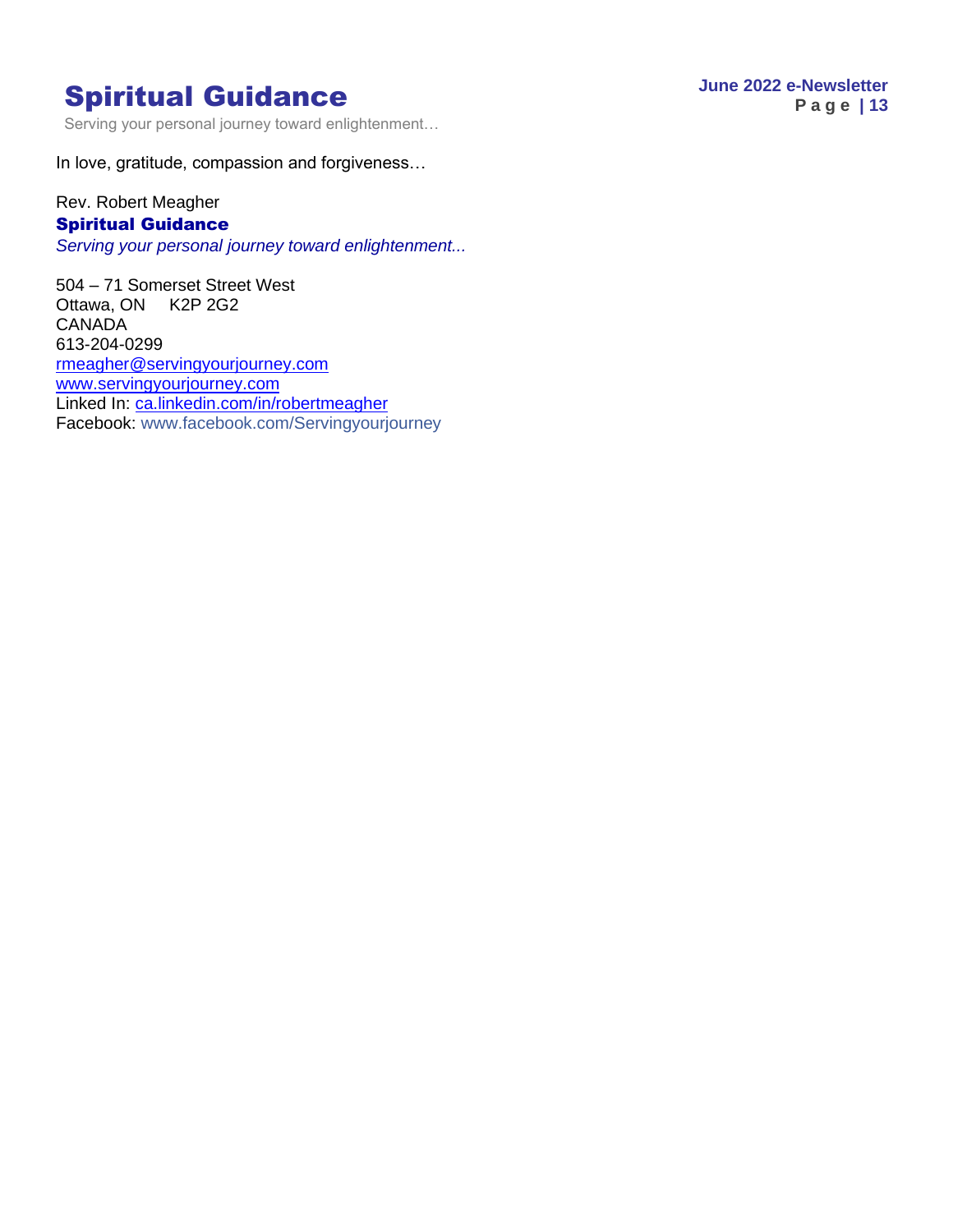In love, gratitude, compassion and forgiveness…

Rev. Robert Meagher
**Spiritual Guidance**
*Serving your personal journey toward enlightenment...*

504 – 71 Somerset Street West
Ottawa, ON     K2P 2G2
CANADA
613-204-0299
rmeagher@servingyourjourney.com
www.servingyourjourney.com
Linked In: ca.linkedin.com/in/robertmeagher
Facebook: www.facebook.com/Servingyourjourney